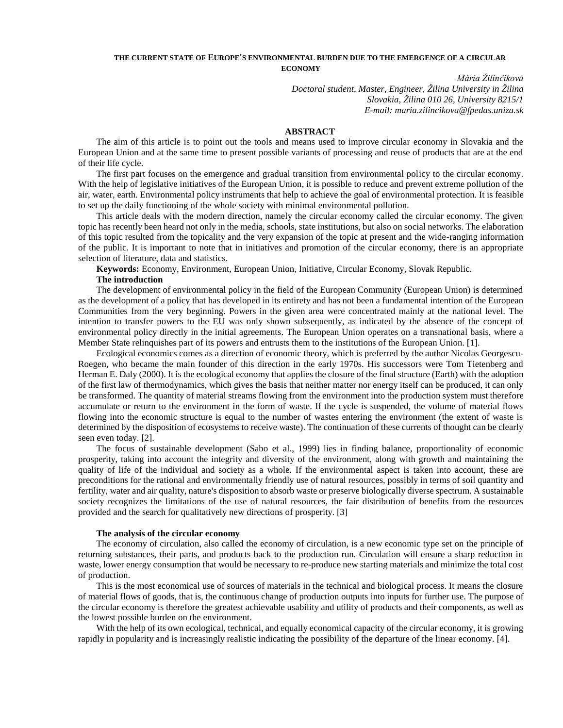# THE CURRENT STATE OF EUROPE'S ENVIRONMENTAL BURDEN DUE TO THE EMERGENCE OF A CIRCULAR ECONOMY

*Mária Žilinčíková*
*Doctoral student, Master, Engineer, Žilina University in Žilina*
*Slovakia, Žilina 010 26, University 8215/1*
*E-mail: maria.zilincikova@fpedas.uniza.sk*

## ABSTRACT

The aim of this article is to point out the tools and means used to improve circular economy in Slovakia and the European Union and at the same time to present possible variants of processing and reuse of products that are at the end of their life cycle.

The first part focuses on the emergence and gradual transition from environmental policy to the circular economy. With the help of legislative initiatives of the European Union, it is possible to reduce and prevent extreme pollution of the air, water, earth. Environmental policy instruments that help to achieve the goal of environmental protection. It is feasible to set up the daily functioning of the whole society with minimal environmental pollution.

This article deals with the modern direction, namely the circular economy called the circular economy. The given topic has recently been heard not only in the media, schools, state institutions, but also on social networks. The elaboration of this topic resulted from the topicality and the very expansion of the topic at present and the wide-ranging information of the public. It is important to note that in initiatives and promotion of the circular economy, there is an appropriate selection of literature, data and statistics.

**Keywords:** Economy, Environment, European Union, Initiative, Circular Economy, Slovak Republic.

### The introduction

The development of environmental policy in the field of the European Community (European Union) is determined as the development of a policy that has developed in its entirety and has not been a fundamental intention of the European Communities from the very beginning. Powers in the given area were concentrated mainly at the national level. The intention to transfer powers to the EU was only shown subsequently, as indicated by the absence of the concept of environmental policy directly in the initial agreements. The European Union operates on a transnational basis, where a Member State relinquishes part of its powers and entrusts them to the institutions of the European Union. [1].

Ecological economics comes as a direction of economic theory, which is preferred by the author Nicolas Georgescu-Roegen, who became the main founder of this direction in the early 1970s. His successors were Tom Tietenberg and Herman E. Daly (2000). It is the ecological economy that applies the closure of the final structure (Earth) with the adoption of the first law of thermodynamics, which gives the basis that neither matter nor energy itself can be produced, it can only be transformed. The quantity of material streams flowing from the environment into the production system must therefore accumulate or return to the environment in the form of waste. If the cycle is suspended, the volume of material flows flowing into the economic structure is equal to the number of wastes entering the environment (the extent of waste is determined by the disposition of ecosystems to receive waste). The continuation of these currents of thought can be clearly seen even today. [2].

The focus of sustainable development (Sabo et al., 1999) lies in finding balance, proportionality of economic prosperity, taking into account the integrity and diversity of the environment, along with growth and maintaining the quality of life of the individual and society as a whole. If the environmental aspect is taken into account, these are preconditions for the rational and environmentally friendly use of natural resources, possibly in terms of soil quantity and fertility, water and air quality, nature's disposition to absorb waste or preserve biologically diverse spectrum. A sustainable society recognizes the limitations of the use of natural resources, the fair distribution of benefits from the resources provided and the search for qualitatively new directions of prosperity. [3]

### The analysis of the circular economy

The economy of circulation, also called the economy of circulation, is a new economic type set on the principle of returning substances, their parts, and products back to the production run. Circulation will ensure a sharp reduction in waste, lower energy consumption that would be necessary to re-produce new starting materials and minimize the total cost of production.

This is the most economical use of sources of materials in the technical and biological process. It means the closure of material flows of goods, that is, the continuous change of production outputs into inputs for further use. The purpose of the circular economy is therefore the greatest achievable usability and utility of products and their components, as well as the lowest possible burden on the environment.

With the help of its own ecological, technical, and equally economical capacity of the circular economy, it is growing rapidly in popularity and is increasingly realistic indicating the possibility of the departure of the linear economy. [4].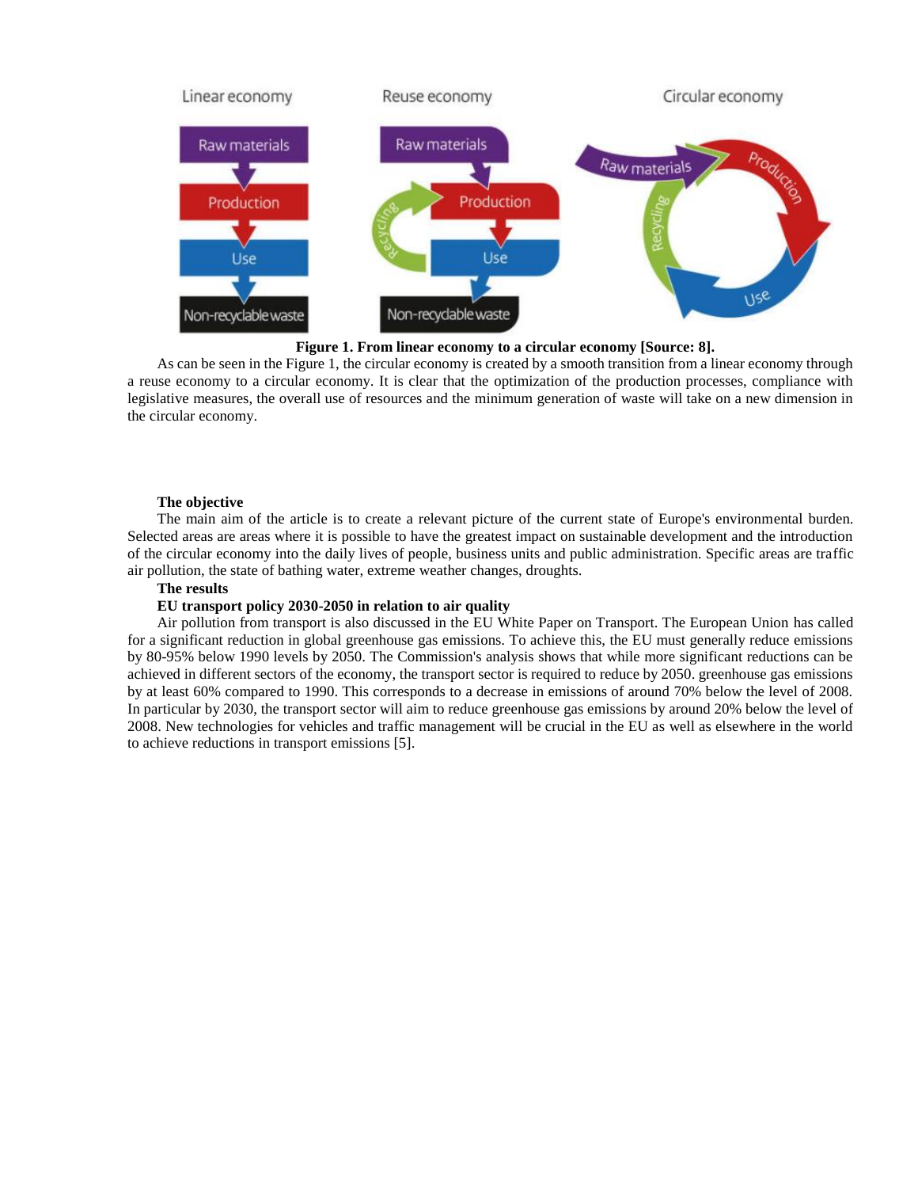**Figure 1. From linear economy to a circular economy [Source: 8].**

As can be seen in the Figure 1, the circular economy is created by a smooth transition from a linear economy through a reuse economy to a circular economy. It is clear that the optimization of the production processes, compliance with legislative measures, the overall use of resources and the minimum generation of waste will take on a new dimension in the circular economy.

**The objective**

The main aim of the article is to create a relevant picture of the current state of Europe's environmental burden. Selected areas are areas where it is possible to have the greatest impact on sustainable development and the introduction of the circular economy into the daily lives of people, business units and public administration. Specific areas are traffic air pollution, the state of bathing water, extreme weather changes, droughts.

**The results**

**EU transport policy 2030-2050 in relation to air quality**

Air pollution from transport is also discussed in the EU White Paper on Transport. The European Union has called for a significant reduction in global greenhouse gas emissions. To achieve this, the EU must generally reduce emissions by 80-95% below 1990 levels by 2050. The Commission's analysis shows that while more significant reductions can be achieved in different sectors of the economy, the transport sector is required to reduce by 2050. greenhouse gas emissions by at least 60% compared to 1990. This corresponds to a decrease in emissions of around 70% below the level of 2008. In particular by 2030, the transport sector will aim to reduce greenhouse gas emissions by around 20% below the level of 2008. New technologies for vehicles and traffic management will be crucial in the EU as well as elsewhere in the world to achieve reductions in transport emissions [5].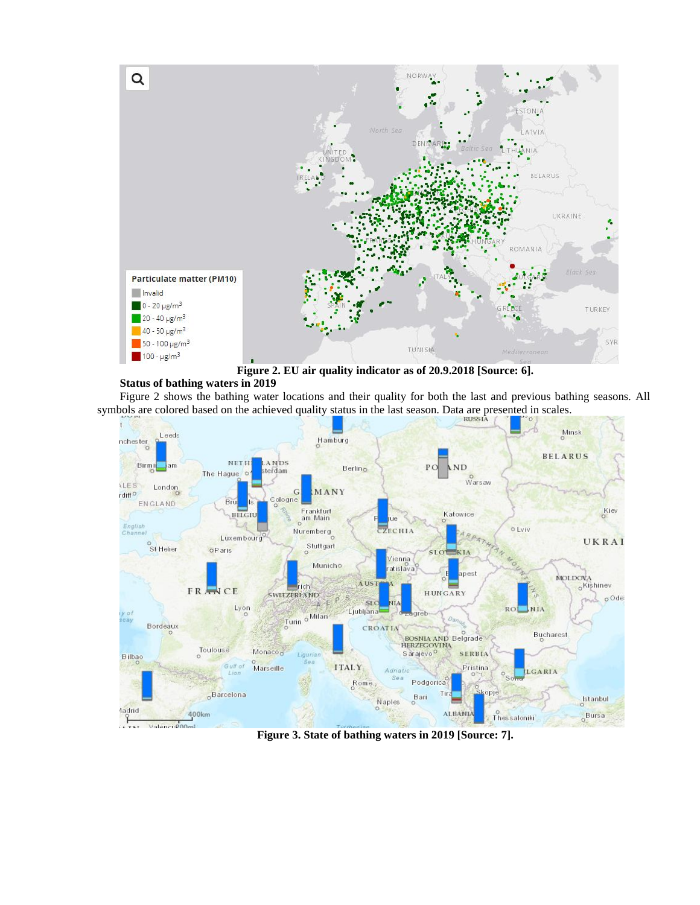**Figure 2. EU air quality indicator as of 20.9.2018 [Source: 6].**

**Status of bathing waters in 2019**

Figure 2 shows the bathing water locations and their quality for both the last and previous bathing seasons. All symbols are colored based on the achieved quality status in the last season. Data are presented in scales.

**Figure 3. State of bathing waters in 2019 [Source: 7].**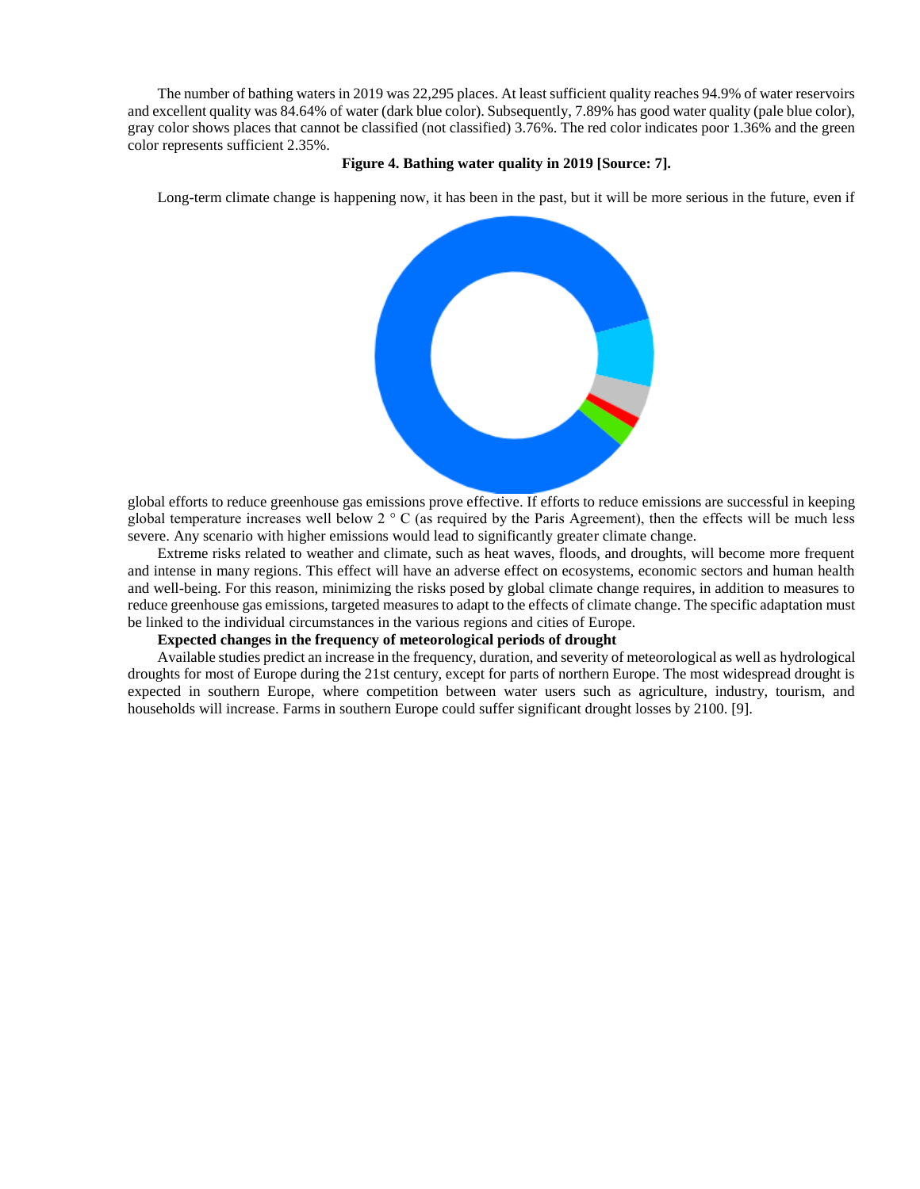The number of bathing waters in 2019 was 22,295 places. At least sufficient quality reaches 94.9% of water reservoirs and excellent quality was 84.64% of water (dark blue color). Subsequently, 7.89% has good water quality (pale blue color), gray color shows places that cannot be classified (not classified) 3.76%. The red color indicates poor 1.36% and the green color represents sufficient 2.35%.

**Figure 4. Bathing water quality in 2019 [Source: 7].**

Long-term climate change is happening now, it has been in the past, but it will be more serious in the future, even if global efforts to reduce greenhouse gas emissions prove effective. If efforts to reduce emissions are successful in keeping global temperature increases well below 2 ° C (as required by the Paris Agreement), then the effects will be much less severe. Any scenario with higher emissions would lead to significantly greater climate change.

Extreme risks related to weather and climate, such as heat waves, floods, and droughts, will become more frequent and intense in many regions. This effect will have an adverse effect on ecosystems, economic sectors and human health and well-being. For this reason, minimizing the risks posed by global climate change requires, in addition to measures to reduce greenhouse gas emissions, targeted measures to adapt to the effects of climate change. The specific adaptation must be linked to the individual circumstances in the various regions and cities of Europe.

**Expected changes in the frequency of meteorological periods of drought**

Available studies predict an increase in the frequency, duration, and severity of meteorological as well as hydrological droughts for most of Europe during the 21st century, except for parts of northern Europe. The most widespread drought is expected in southern Europe, where competition between water users such as agriculture, industry, tourism, and households will increase. Farms in southern Europe could suffer significant drought losses by 2100. [9].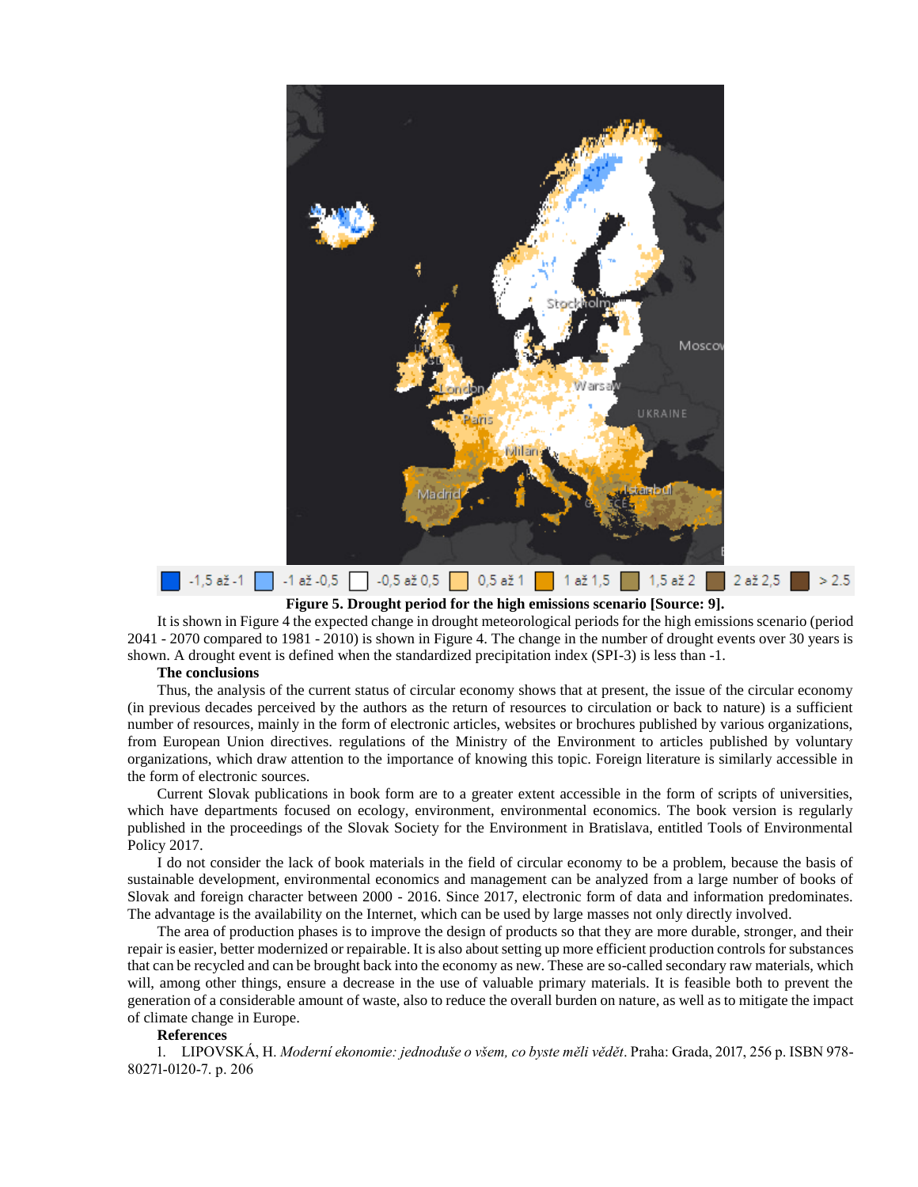**Figure 5. Drought period for the high emissions scenario [Source: 9].**

It is shown in Figure 4 the expected change in drought meteorological periods for the high emissions scenario (period 2041 - 2070 compared to 1981 - 2010) is shown in Figure 4. The change in the number of drought events over 30 years is shown. A drought event is defined when the standardized precipitation index (SPI-3) is less than -1.

**The conclusions**

Thus, the analysis of the current status of circular economy shows that at present, the issue of the circular economy (in previous decades perceived by the authors as the return of resources to circulation or back to nature) is a sufficient number of resources, mainly in the form of electronic articles, websites or brochures published by various organizations, from European Union directives. regulations of the Ministry of the Environment to articles published by voluntary organizations, which draw attention to the importance of knowing this topic. Foreign literature is similarly accessible in the form of electronic sources.

Current Slovak publications in book form are to a greater extent accessible in the form of scripts of universities, which have departments focused on ecology, environment, environmental economics. The book version is regularly published in the proceedings of the Slovak Society for the Environment in Bratislava, entitled Tools of Environmental Policy 2017.

I do not consider the lack of book materials in the field of circular economy to be a problem, because the basis of sustainable development, environmental economics and management can be analyzed from a large number of books of Slovak and foreign character between 2000 - 2016. Since 2017, electronic form of data and information predominates. The advantage is the availability on the Internet, which can be used by large masses not only directly involved.

The area of production phases is to improve the design of products so that they are more durable, stronger, and their repair is easier, better modernized or repairable. It is also about setting up more efficient production controls for substances that can be recycled and can be brought back into the economy as new. These are so-called secondary raw materials, which will, among other things, ensure a decrease in the use of valuable primary materials. It is feasible both to prevent the generation of a considerable amount of waste, also to reduce the overall burden on nature, as well as to mitigate the impact of climate change in Europe.

**References**

1. LIPOVSKÁ, H. *Moderní ekonomie: jednoduše o všem, co byste měli vědět*. Praha: Grada, 2017, 256 p. ISBN 978-80271-0120-7. p. 206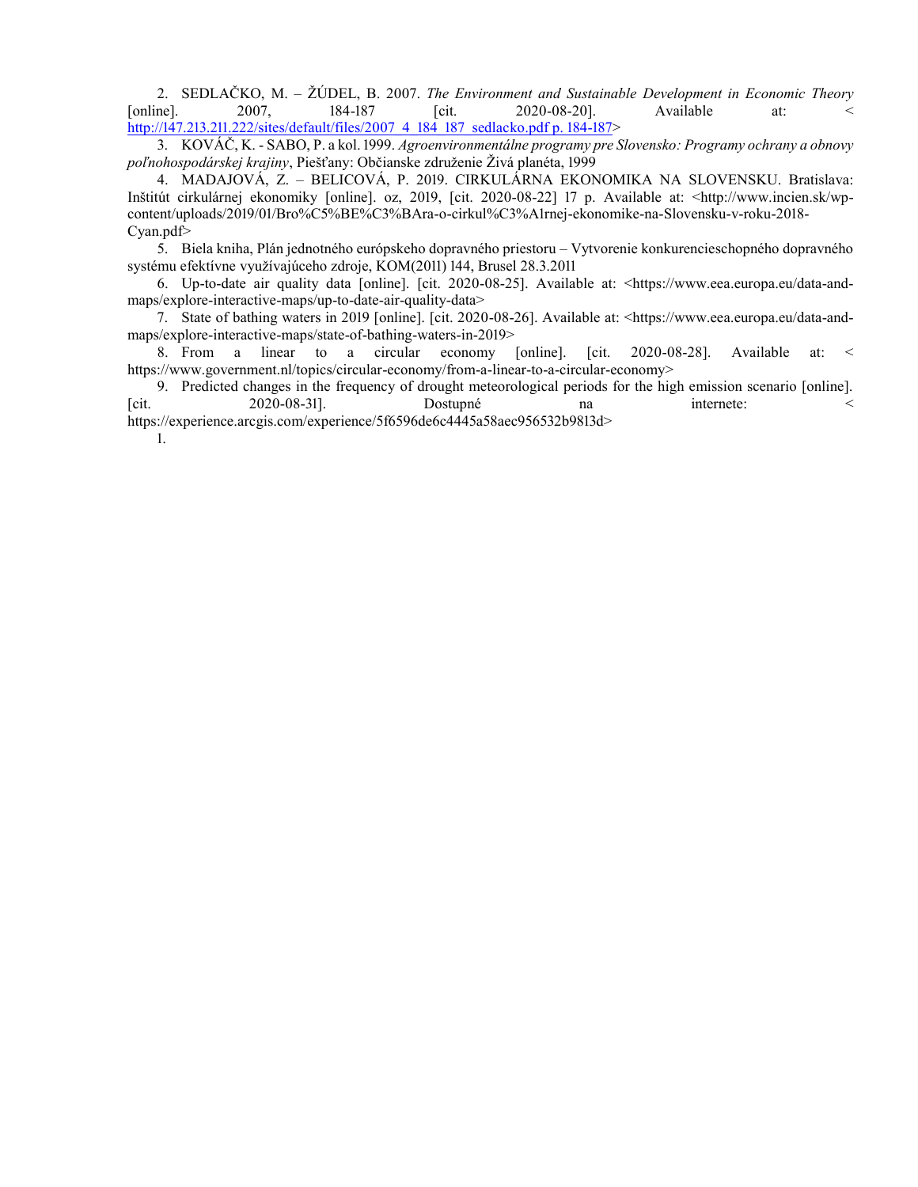2. SEDLAČKO, M. – ŽÚDEL, B. 2007. *The Environment and Sustainable Development in Economic Theory* [online]. 2007, 184-187 [cit. 2020-08-20]. Available at: < http://147.213.211.222/sites/default/files/2007_4_184_187_sedlacko.pdf p. 184-187>

3. KOVÁČ, K. - SABO, P. a kol. 1999. *Agroenvironmentálne programy pre Slovensko: Programy ochrany a obnovy poľnohospodárskej krajiny*, Piešťany: Občianske združenie Živá planéta, 1999

4. MADAJOVÁ, Z. – BELICOVÁ, P. 2019. CIRKULÁRNA EKONOMIKA NA SLOVENSKU. Bratislava: Inštitút cirkulárnej ekonomiky [online]. oz, 2019, [cit. 2020-08-22] 17 p. Available at: <http://www.incien.sk/wp-content/uploads/2019/01/Bro%C5%BE%C3%BAra-o-cirkul%C3%A1rnej-ekonomike-na-Slovensku-v-roku-2018-Cyan.pdf>

5. Biela kniha, Plán jednotného európskeho dopravného priestoru – Vytvorenie konkurencieschopného dopravného systému efektívne využívajúceho zdroje, KOM(2011) 144, Brusel 28.3.2011

6. Up-to-date air quality data [online]. [cit. 2020-08-25]. Available at: <https://www.eea.europa.eu/data-and-maps/explore-interactive-maps/up-to-date-air-quality-data>

7. State of bathing waters in 2019 [online]. [cit. 2020-08-26]. Available at: <https://www.eea.europa.eu/data-and-maps/explore-interactive-maps/state-of-bathing-waters-in-2019>

8. From a linear to a circular economy [online]. [cit. 2020-08-28]. Available at: < https://www.government.nl/topics/circular-economy/from-a-linear-to-a-circular-economy>

9. Predicted changes in the frequency of drought meteorological periods for the high emission scenario [online]. [cit. 2020-08-31]. Dostupné na internete: < https://experience.arcgis.com/experience/5f6596de6c4445a58aec956532b9813d>

1.